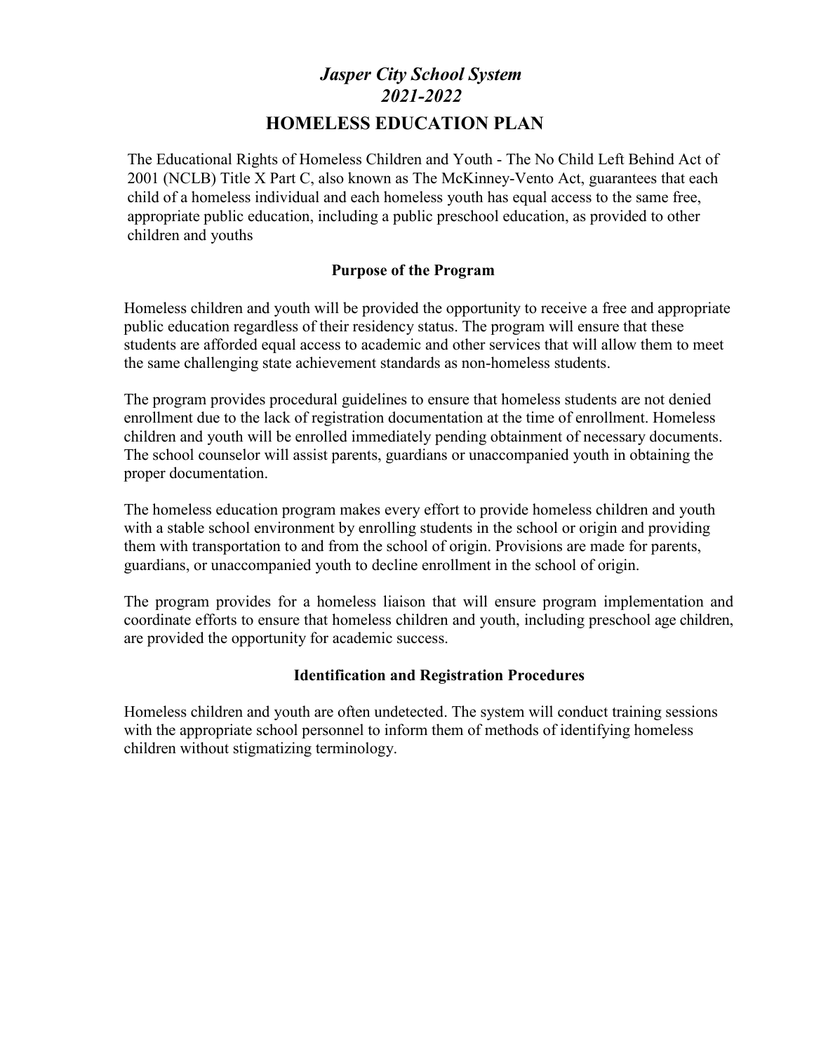# *Jasper City School System*
# *2021-2022*
## HOMELESS EDUCATION PLAN

The Educational Rights of Homeless Children and Youth - The No Child Left Behind Act of 2001 (NCLB) Title X Part C, also known as The McKinney-Vento Act, guarantees that each child of a homeless individual and each homeless youth has equal access to the same free, appropriate public education, including a public preschool education, as provided to other children and youths

### Purpose of the Program

Homeless children and youth will be provided the opportunity to receive a free and appropriate public education regardless of their residency status. The program will ensure that these students are afforded equal access to academic and other services that will allow them to meet the same challenging state achievement standards as non-homeless students.

The program provides procedural guidelines to ensure that homeless students are not denied enrollment due to the lack of registration documentation at the time of enrollment. Homeless children and youth will be enrolled immediately pending obtainment of necessary documents. The school counselor will assist parents, guardians or unaccompanied youth in obtaining the proper documentation.

The homeless education program makes every effort to provide homeless children and youth with a stable school environment by enrolling students in the school or origin and providing them with transportation to and from the school of origin. Provisions are made for parents, guardians, or unaccompanied youth to decline enrollment in the school of origin.

The program provides for a homeless liaison that will ensure program implementation and coordinate efforts to ensure that homeless children and youth, including preschool age children, are provided the opportunity for academic success.

### Identification and Registration Procedures

Homeless children and youth are often undetected. The system will conduct training sessions with the appropriate school personnel to inform them of methods of identifying homeless children without stigmatizing terminology.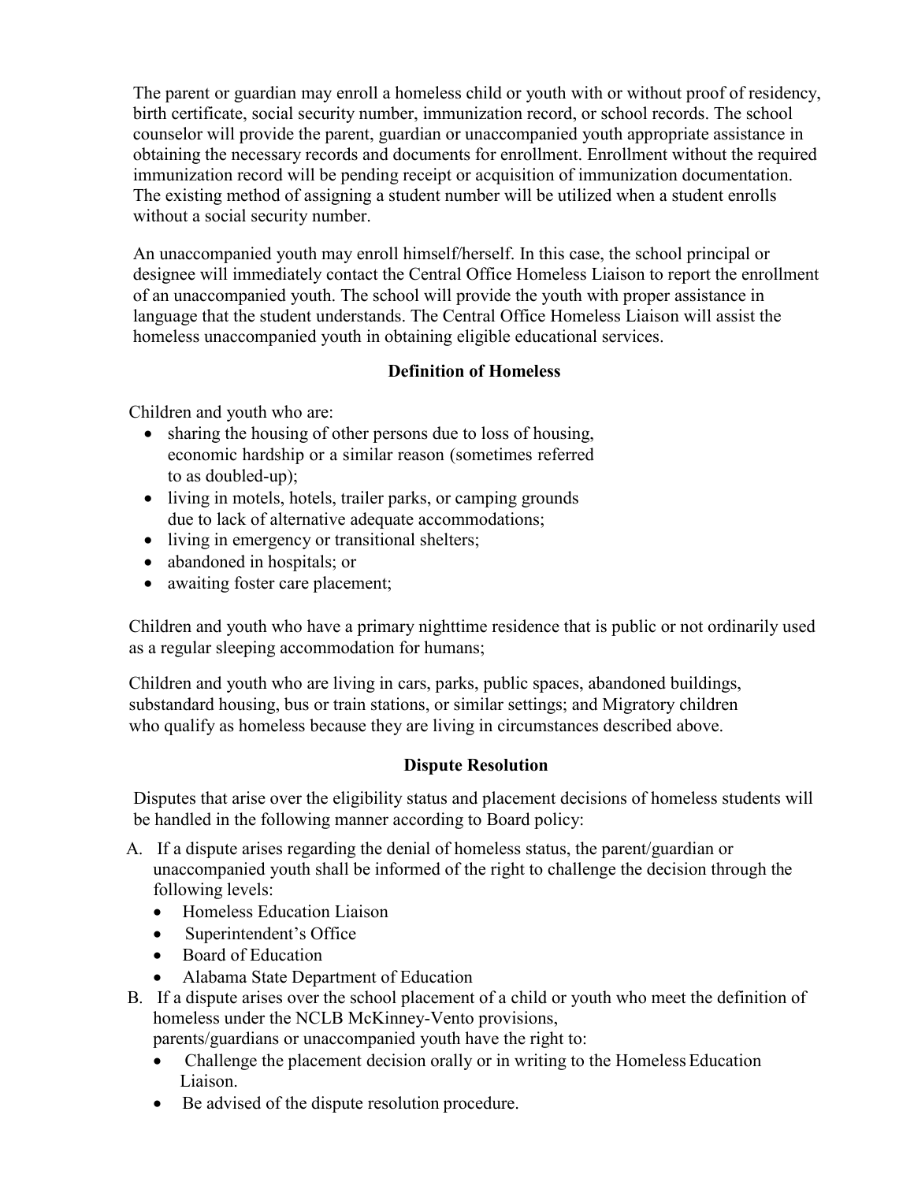The parent or guardian may enroll a homeless child or youth with or without proof of residency, birth certificate, social security number, immunization record, or school records. The school counselor will provide the parent, guardian or unaccompanied youth appropriate assistance in obtaining the necessary records and documents for enrollment. Enrollment without the required immunization record will be pending receipt or acquisition of immunization documentation. The existing method of assigning a student number will be utilized when a student enrolls without a social security number.

An unaccompanied youth may enroll himself/herself. In this case, the school principal or designee will immediately contact the Central Office Homeless Liaison to report the enrollment of an unaccompanied youth. The school will provide the youth with proper assistance in language that the student understands. The Central Office Homeless Liaison will assist the homeless unaccompanied youth in obtaining eligible educational services.

**Definition of Homeless**

Children and youth who are:

- sharing the housing of other persons due to loss of housing, economic hardship or a similar reason (sometimes referred to as doubled-up);
- living in motels, hotels, trailer parks, or camping grounds due to lack of alternative adequate accommodations;
- living in emergency or transitional shelters;
- abandoned in hospitals; or
- awaiting foster care placement;

Children and youth who have a primary nighttime residence that is public or not ordinarily used as a regular sleeping accommodation for humans;

Children and youth who are living in cars, parks, public spaces, abandoned buildings, substandard housing, bus or train stations, or similar settings; and Migratory children who qualify as homeless because they are living in circumstances described above.

**Dispute Resolution**

Disputes that arise over the eligibility status and placement decisions of homeless students will be handled in the following manner according to Board policy:

A. If a dispute arises regarding the denial of homeless status, the parent/guardian or unaccompanied youth shall be informed of the right to challenge the decision through the following levels:
   - Homeless Education Liaison
   - Superintendent's Office
   - Board of Education
   - Alabama State Department of Education

B. If a dispute arises over the school placement of a child or youth who meet the definition of homeless under the NCLB McKinney-Vento provisions, parents/guardians or unaccompanied youth have the right to:
   - Challenge the placement decision orally or in writing to the Homeless Education Liaison.
   - Be advised of the dispute resolution procedure.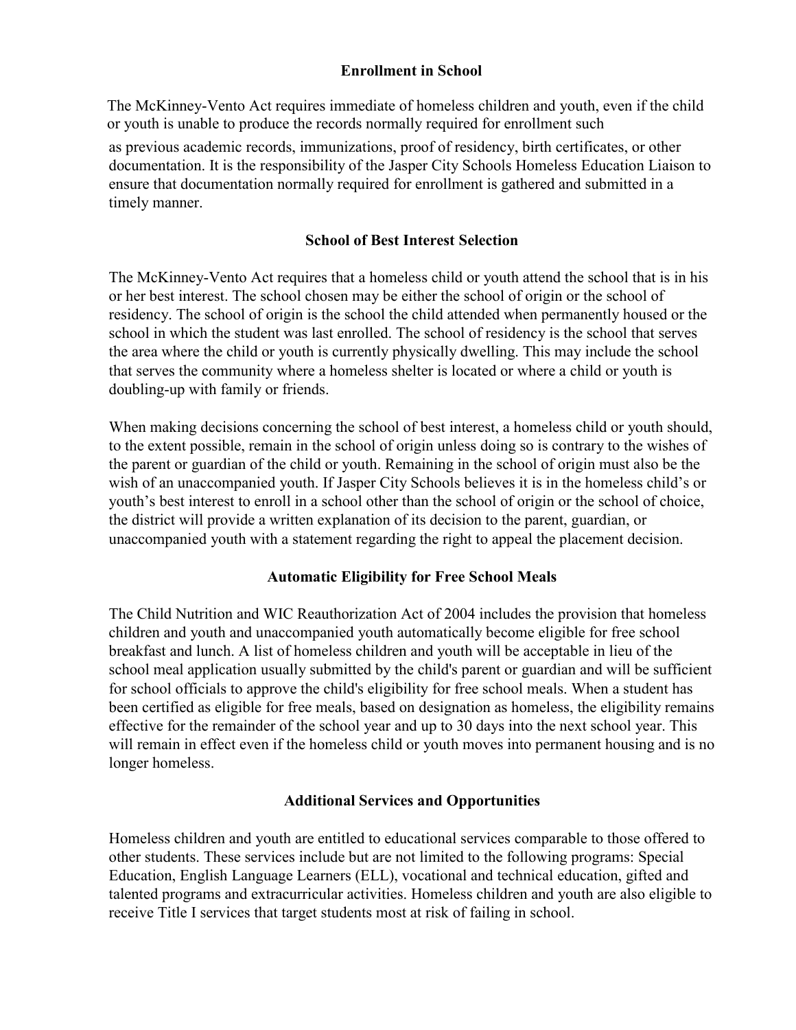## Enrollment in School

The McKinney-Vento Act requires immediate of homeless children and youth, even if the child or youth is unable to produce the records normally required for enrollment such as previous academic records, immunizations, proof of residency, birth certificates, or other documentation. It is the responsibility of the Jasper City Schools Homeless Education Liaison to ensure that documentation normally required for enrollment is gathered and submitted in a timely manner.

## School of Best Interest Selection

The McKinney-Vento Act requires that a homeless child or youth attend the school that is in his or her best interest. The school chosen may be either the school of origin or the school of residency. The school of origin is the school the child attended when permanently housed or the school in which the student was last enrolled. The school of residency is the school that serves the area where the child or youth is currently physically dwelling. This may include the school that serves the community where a homeless shelter is located or where a child or youth is doubling-up with family or friends.

When making decisions concerning the school of best interest, a homeless child or youth should, to the extent possible, remain in the school of origin unless doing so is contrary to the wishes of the parent or guardian of the child or youth. Remaining in the school of origin must also be the wish of an unaccompanied youth. If Jasper City Schools believes it is in the homeless child's or youth's best interest to enroll in a school other than the school of origin or the school of choice, the district will provide a written explanation of its decision to the parent, guardian, or unaccompanied youth with a statement regarding the right to appeal the placement decision.

## Automatic Eligibility for Free School Meals

The Child Nutrition and WIC Reauthorization Act of 2004 includes the provision that homeless children and youth and unaccompanied youth automatically become eligible for free school breakfast and lunch. A list of homeless children and youth will be acceptable in lieu of the school meal application usually submitted by the child's parent or guardian and will be sufficient for school officials to approve the child's eligibility for free school meals. When a student has been certified as eligible for free meals, based on designation as homeless, the eligibility remains effective for the remainder of the school year and up to 30 days into the next school year. This will remain in effect even if the homeless child or youth moves into permanent housing and is no longer homeless.

## Additional Services and Opportunities

Homeless children and youth are entitled to educational services comparable to those offered to other students. These services include but are not limited to the following programs: Special Education, English Language Learners (ELL), vocational and technical education, gifted and talented programs and extracurricular activities. Homeless children and youth are also eligible to receive Title I services that target students most at risk of failing in school.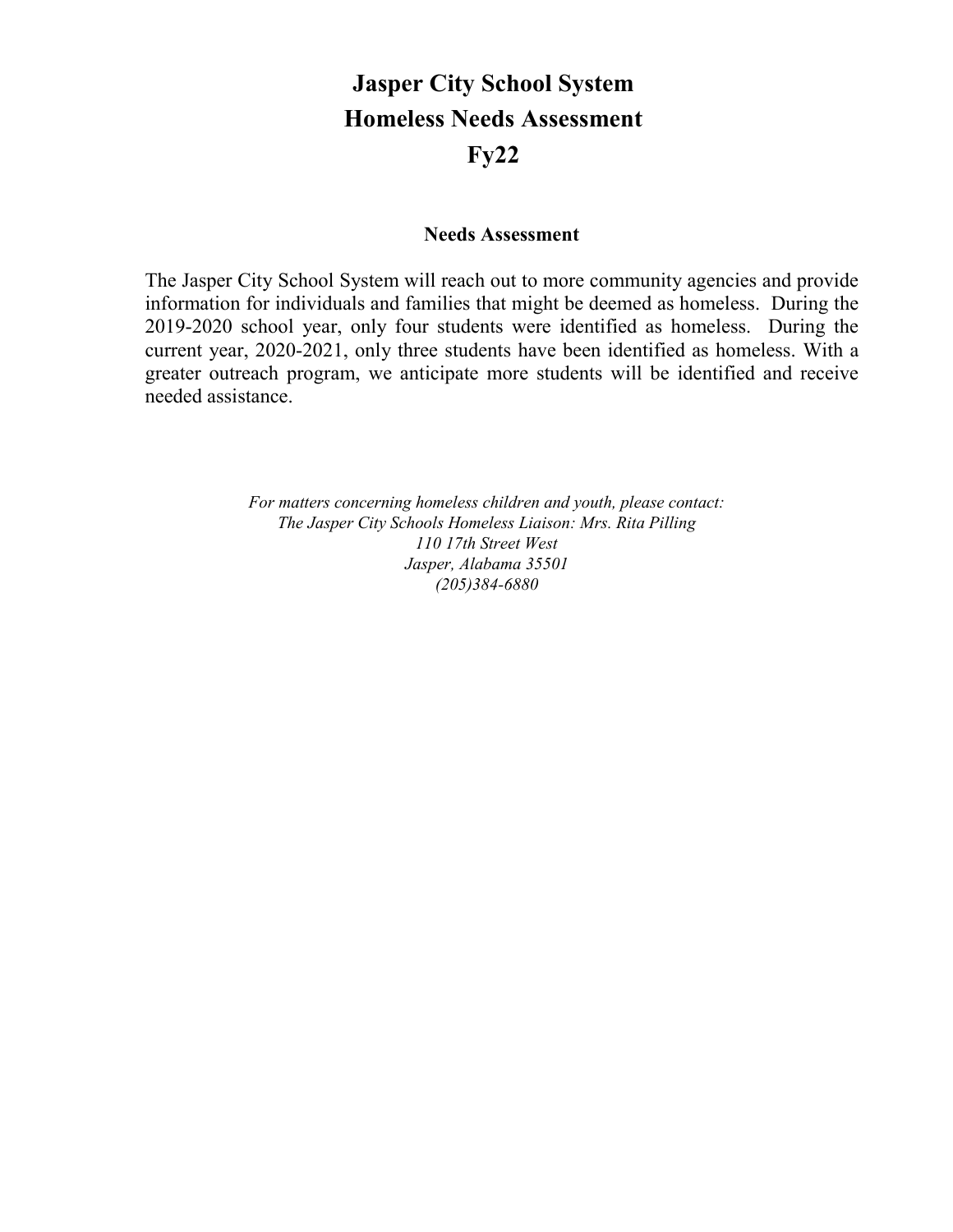# Jasper City School System
# Homeless Needs Assessment
# Fy22

### Needs Assessment

The Jasper City School System will reach out to more community agencies and provide information for individuals and families that might be deemed as homeless. During the 2019-2020 school year, only four students were identified as homeless. During the current year, 2020-2021, only three students have been identified as homeless. With a greater outreach program, we anticipate more students will be identified and receive needed assistance.

*For matters concerning homeless children and youth, please contact:*
*The Jasper City Schools Homeless Liaison: Mrs. Rita Pilling*
*110 17th Street West*
*Jasper, Alabama 35501*
*(205)384-6880*